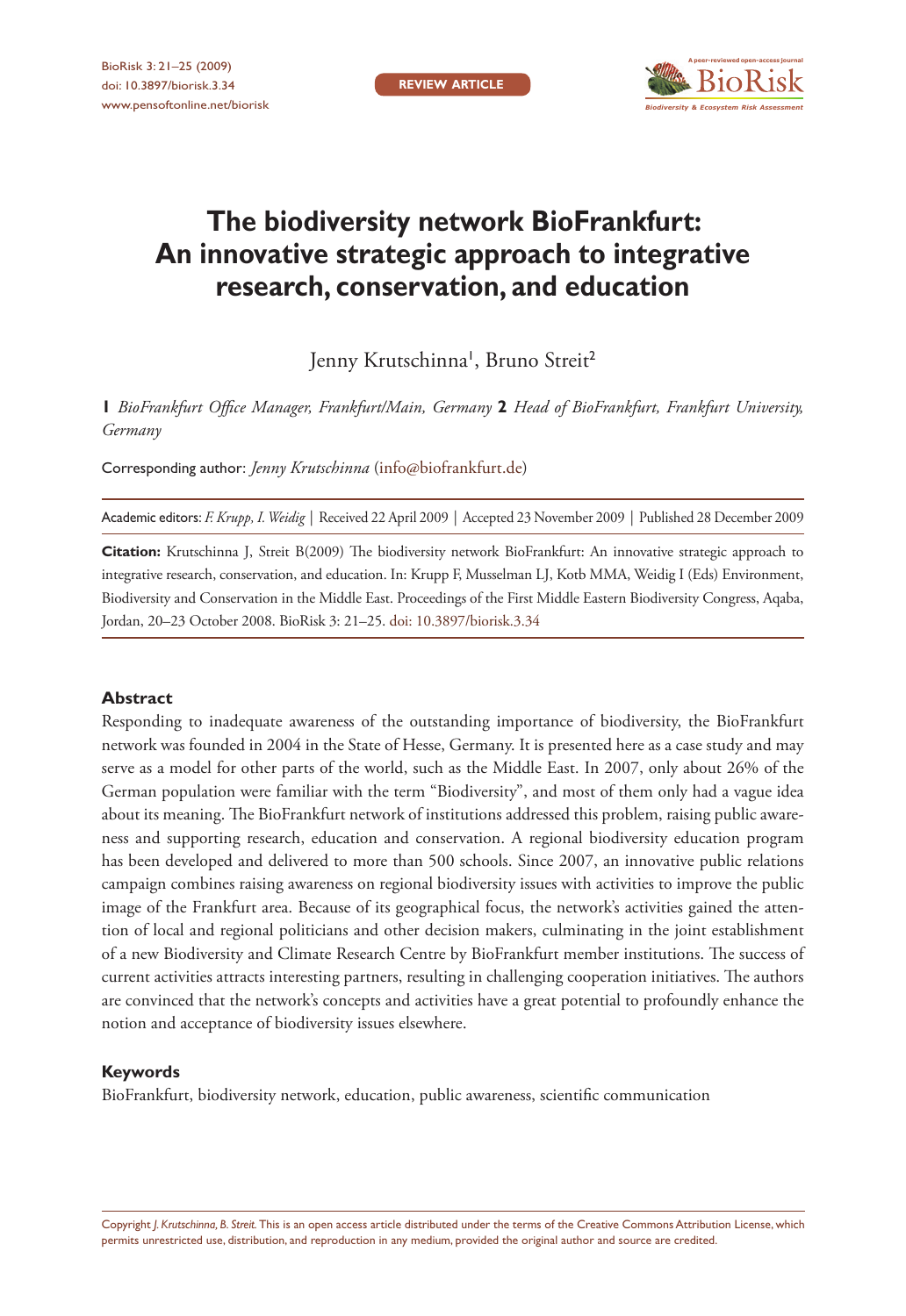REVIEW ARTICLE

# The biodiversity network BioFrankfurt: An innovative strategic approach to integrative research, conservation, and education

Jenny Krutschinna[1], Bruno Streit[2]

**1** *BioFrankfurt Office Manager, Frankfurt/Main, Germany* **2** *Head of BioFrankfurt, Frankfurt University, Germany*

Corresponding author: *Jenny Krutschinna* (info@biofrankfurt.de)

Academic editors: *F. Krupp, I. Weidig* | Received 22 April 2009 | Accepted 23 November 2009 | Published 28 December 2009

**Citation:** Krutschinna J, Streit B(2009) The biodiversity network BioFrankfurt: An innovative strategic approach to integrative research, conservation, and education. In: Krupp F, Musselman LJ, Kotb MMA, Weidig I (Eds) Environment, Biodiversity and Conservation in the Middle East. Proceedings of the First Middle Eastern Biodiversity Congress, Aqaba, Jordan, 20–23 October 2008. BioRisk 3: 21–25. doi: 10.3897/biorisk.3.34

### Abstract

Responding to inadequate awareness of the outstanding importance of biodiversity, the BioFrankfurt network was founded in 2004 in the State of Hesse, Germany. It is presented here as a case study and may serve as a model for other parts of the world, such as the Middle East. In 2007, only about 26% of the German population were familiar with the term "Biodiversity", and most of them only had a vague idea about its meaning. The BioFrankfurt network of institutions addressed this problem, raising public awareness and supporting research, education and conservation. A regional biodiversity education program has been developed and delivered to more than 500 schools. Since 2007, an innovative public relations campaign combines raising awareness on regional biodiversity issues with activities to improve the public image of the Frankfurt area. Because of its geographical focus, the network's activities gained the attention of local and regional politicians and other decision makers, culminating in the joint establishment of a new Biodiversity and Climate Research Centre by BioFrankfurt member institutions. The success of current activities attracts interesting partners, resulting in challenging cooperation initiatives. The authors are convinced that the network's concepts and activities have a great potential to profoundly enhance the notion and acceptance of biodiversity issues elsewhere.

### Keywords

BioFrankfurt, biodiversity network, education, public awareness, scientific communication

Copyright *J. Krutschinna, B. Streit.* This is an open access article distributed under the terms of the Creative Commons Attribution License, which permits unrestricted use, distribution, and reproduction in any medium, provided the original author and source are credited.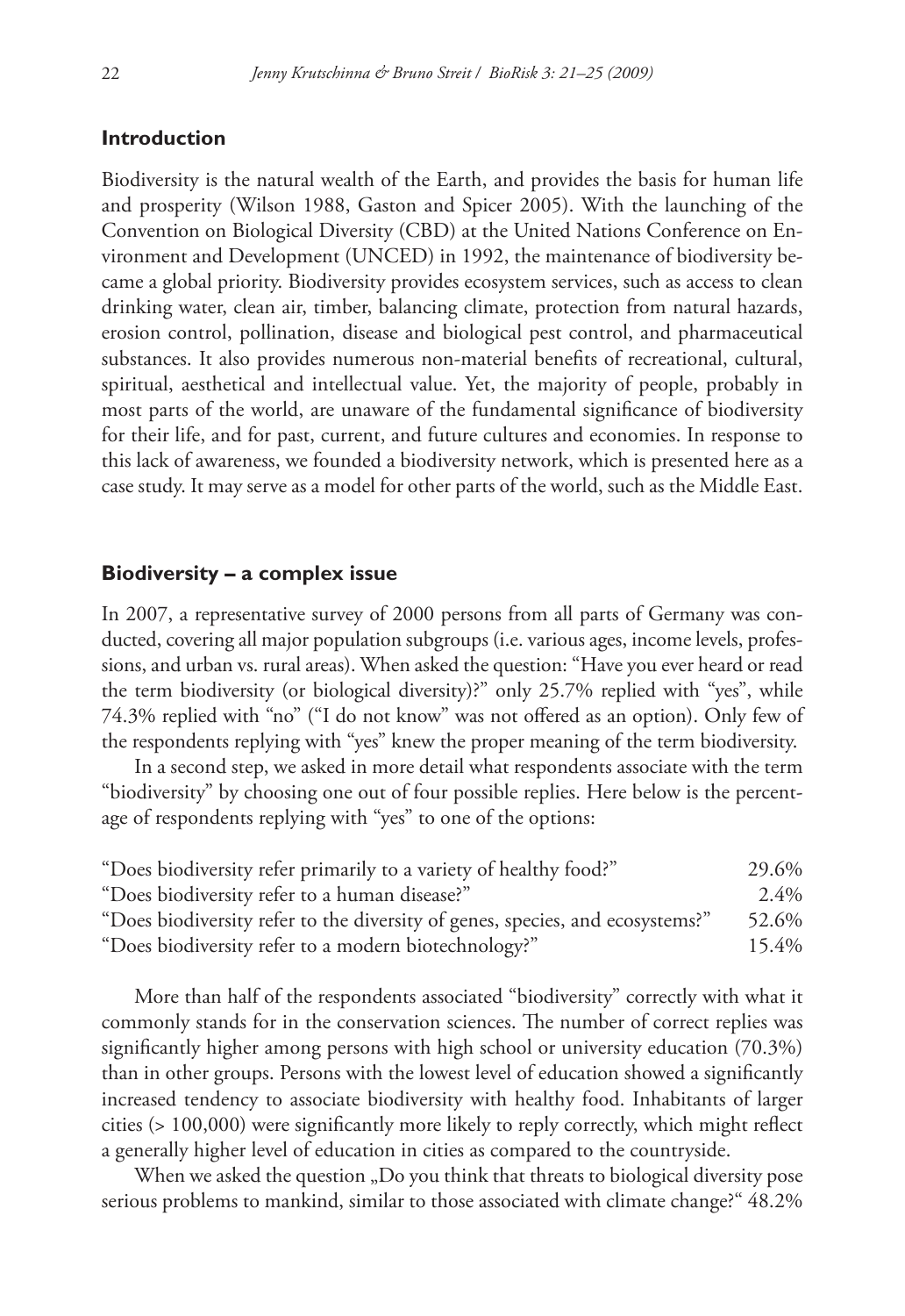## Introduction

Biodiversity is the natural wealth of the Earth, and provides the basis for human life and prosperity (Wilson 1988, Gaston and Spicer 2005). With the launching of the Convention on Biological Diversity (CBD) at the United Nations Conference on Environment and Development (UNCED) in 1992, the maintenance of biodiversity became a global priority. Biodiversity provides ecosystem services, such as access to clean drinking water, clean air, timber, balancing climate, protection from natural hazards, erosion control, pollination, disease and biological pest control, and pharmaceutical substances. It also provides numerous non-material benefits of recreational, cultural, spiritual, aesthetical and intellectual value. Yet, the majority of people, probably in most parts of the world, are unaware of the fundamental significance of biodiversity for their life, and for past, current, and future cultures and economies. In response to this lack of awareness, we founded a biodiversity network, which is presented here as a case study. It may serve as a model for other parts of the world, such as the Middle East.

## Biodiversity – a complex issue

In 2007, a representative survey of 2000 persons from all parts of Germany was conducted, covering all major population subgroups (i.e. various ages, income levels, professions, and urban vs. rural areas). When asked the question: "Have you ever heard or read the term biodiversity (or biological diversity)?" only 25.7% replied with "yes", while 74.3% replied with "no" ("I do not know" was not offered as an option). Only few of the respondents replying with "yes" knew the proper meaning of the term biodiversity.

In a second step, we asked in more detail what respondents associate with the term "biodiversity" by choosing one out of four possible replies. Here below is the percentage of respondents replying with "yes" to one of the options:

| | |
|---|---|
| "Does biodiversity refer primarily to a variety of healthy food?" | 29.6% |
| "Does biodiversity refer to a human disease?" | 2.4% |
| "Does biodiversity refer to the diversity of genes, species, and ecosystems?" | 52.6% |
| "Does biodiversity refer to a modern biotechnology?" | 15.4% |

More than half of the respondents associated "biodiversity" correctly with what it commonly stands for in the conservation sciences. The number of correct replies was significantly higher among persons with high school or university education (70.3%) than in other groups. Persons with the lowest level of education showed a significantly increased tendency to associate biodiversity with healthy food. Inhabitants of larger cities (> 100,000) were significantly more likely to reply correctly, which might reflect a generally higher level of education in cities as compared to the countryside.

When we asked the question „Do you think that threats to biological diversity pose serious problems to mankind, similar to those associated with climate change?" 48.2%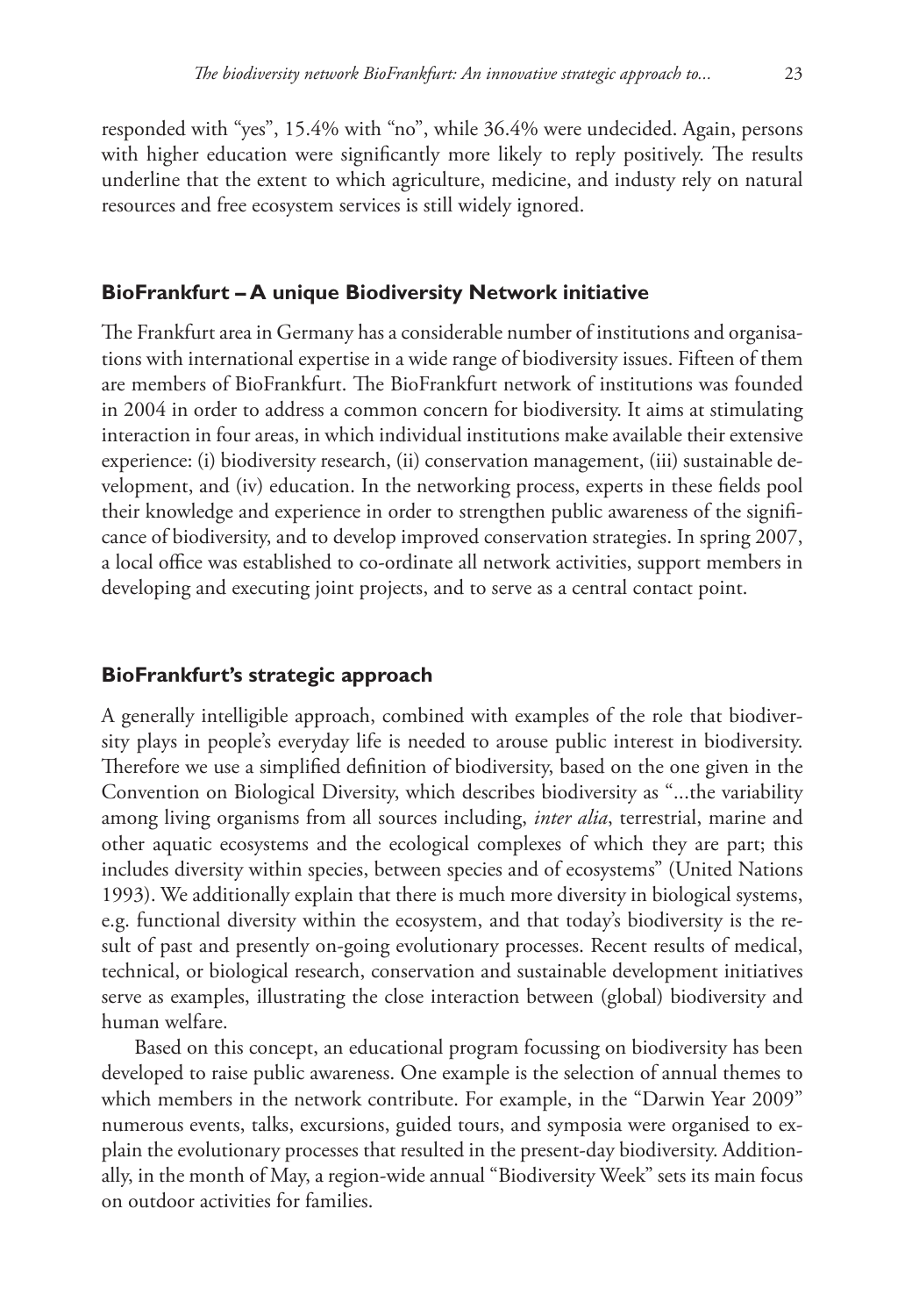responded with "yes", 15.4% with "no", while 36.4% were undecided. Again, persons with higher education were significantly more likely to reply positively. The results underline that the extent to which agriculture, medicine, and industy rely on natural resources and free ecosystem services is still widely ignored.

## BioFrankfurt – A unique Biodiversity Network initiative

The Frankfurt area in Germany has a considerable number of institutions and organisations with international expertise in a wide range of biodiversity issues. Fifteen of them are members of BioFrankfurt. The BioFrankfurt network of institutions was founded in 2004 in order to address a common concern for biodiversity. It aims at stimulating interaction in four areas, in which individual institutions make available their extensive experience: (i) biodiversity research, (ii) conservation management, (iii) sustainable development, and (iv) education. In the networking process, experts in these fields pool their knowledge and experience in order to strengthen public awareness of the significance of biodiversity, and to develop improved conservation strategies. In spring 2007, a local office was established to co-ordinate all network activities, support members in developing and executing joint projects, and to serve as a central contact point.

## BioFrankfurt's strategic approach

A generally intelligible approach, combined with examples of the role that biodiversity plays in people's everyday life is needed to arouse public interest in biodiversity. Therefore we use a simplified definition of biodiversity, based on the one given in the Convention on Biological Diversity, which describes biodiversity as "...the variability among living organisms from all sources including, *inter alia*, terrestrial, marine and other aquatic ecosystems and the ecological complexes of which they are part; this includes diversity within species, between species and of ecosystems" (United Nations 1993). We additionally explain that there is much more diversity in biological systems, e.g. functional diversity within the ecosystem, and that today's biodiversity is the result of past and presently on-going evolutionary processes. Recent results of medical, technical, or biological research, conservation and sustainable development initiatives serve as examples, illustrating the close interaction between (global) biodiversity and human welfare.

Based on this concept, an educational program focussing on biodiversity has been developed to raise public awareness. One example is the selection of annual themes to which members in the network contribute. For example, in the "Darwin Year 2009" numerous events, talks, excursions, guided tours, and symposia were organised to explain the evolutionary processes that resulted in the present-day biodiversity. Additionally, in the month of May, a region-wide annual "Biodiversity Week" sets its main focus on outdoor activities for families.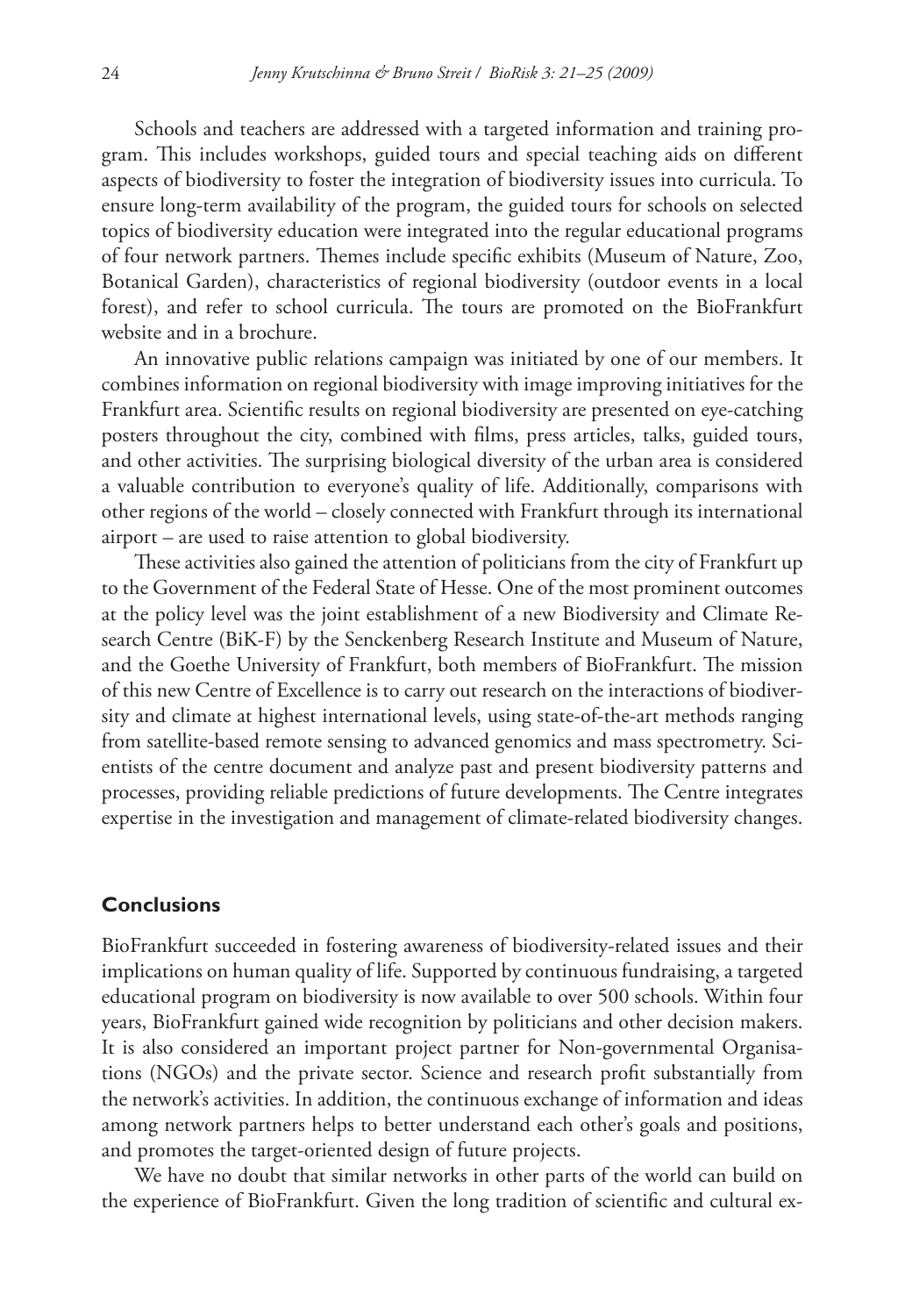Schools and teachers are addressed with a targeted information and training program. This includes workshops, guided tours and special teaching aids on different aspects of biodiversity to foster the integration of biodiversity issues into curricula. To ensure long-term availability of the program, the guided tours for schools on selected topics of biodiversity education were integrated into the regular educational programs of four network partners. Themes include specific exhibits (Museum of Nature, Zoo, Botanical Garden), characteristics of regional biodiversity (outdoor events in a local forest), and refer to school curricula. The tours are promoted on the BioFrankfurt website and in a brochure.

An innovative public relations campaign was initiated by one of our members. It combines information on regional biodiversity with image improving initiatives for the Frankfurt area. Scientific results on regional biodiversity are presented on eye-catching posters throughout the city, combined with films, press articles, talks, guided tours, and other activities. The surprising biological diversity of the urban area is considered a valuable contribution to everyone's quality of life. Additionally, comparisons with other regions of the world – closely connected with Frankfurt through its international airport – are used to raise attention to global biodiversity.

These activities also gained the attention of politicians from the city of Frankfurt up to the Government of the Federal State of Hesse. One of the most prominent outcomes at the policy level was the joint establishment of a new Biodiversity and Climate Research Centre (BiK-F) by the Senckenberg Research Institute and Museum of Nature, and the Goethe University of Frankfurt, both members of BioFrankfurt. The mission of this new Centre of Excellence is to carry out research on the interactions of biodiversity and climate at highest international levels, using state-of-the-art methods ranging from satellite-based remote sensing to advanced genomics and mass spectrometry. Scientists of the centre document and analyze past and present biodiversity patterns and processes, providing reliable predictions of future developments. The Centre integrates expertise in the investigation and management of climate-related biodiversity changes.

## Conclusions

BioFrankfurt succeeded in fostering awareness of biodiversity-related issues and their implications on human quality of life. Supported by continuous fundraising, a targeted educational program on biodiversity is now available to over 500 schools. Within four years, BioFrankfurt gained wide recognition by politicians and other decision makers. It is also considered an important project partner for Non-governmental Organisations (NGOs) and the private sector. Science and research profit substantially from the network's activities. In addition, the continuous exchange of information and ideas among network partners helps to better understand each other's goals and positions, and promotes the target-oriented design of future projects.

We have no doubt that similar networks in other parts of the world can build on the experience of BioFrankfurt. Given the long tradition of scientific and cultural ex-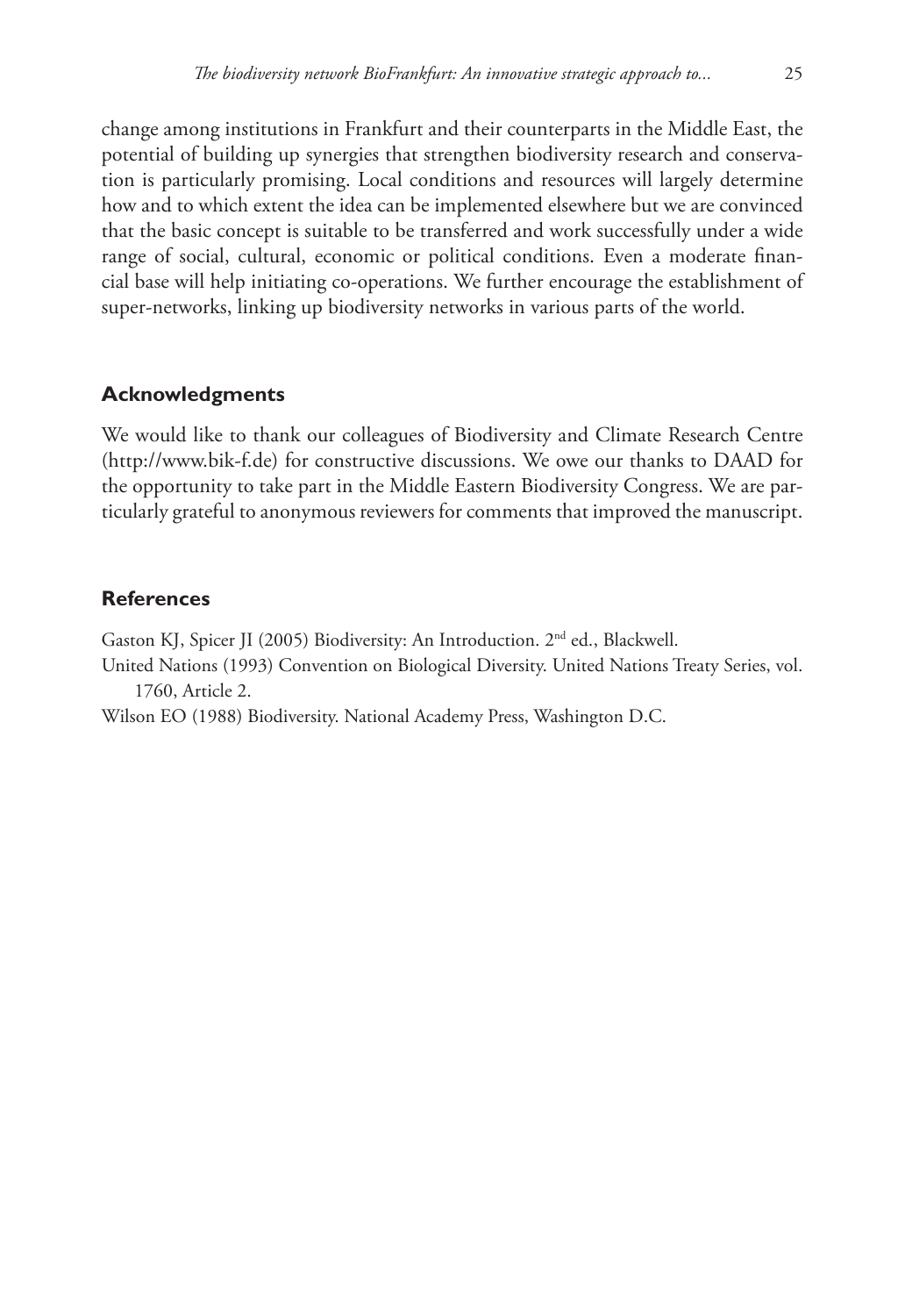change among institutions in Frankfurt and their counterparts in the Middle East, the potential of building up synergies that strengthen biodiversity research and conservation is particularly promising. Local conditions and resources will largely determine how and to which extent the idea can be implemented elsewhere but we are convinced that the basic concept is suitable to be transferred and work successfully under a wide range of social, cultural, economic or political conditions. Even a moderate financial base will help initiating co-operations. We further encourage the establishment of super-networks, linking up biodiversity networks in various parts of the world.

## Acknowledgments

We would like to thank our colleagues of Biodiversity and Climate Research Centre (http://www.bik-f.de) for constructive discussions. We owe our thanks to DAAD for the opportunity to take part in the Middle Eastern Biodiversity Congress. We are particularly grateful to anonymous reviewers for comments that improved the manuscript.

## References

Gaston KJ, Spicer JI (2005) Biodiversity: An Introduction. 2nd ed., Blackwell.

United Nations (1993) Convention on Biological Diversity. United Nations Treaty Series, vol. 1760, Article 2.

Wilson EO (1988) Biodiversity. National Academy Press, Washington D.C.